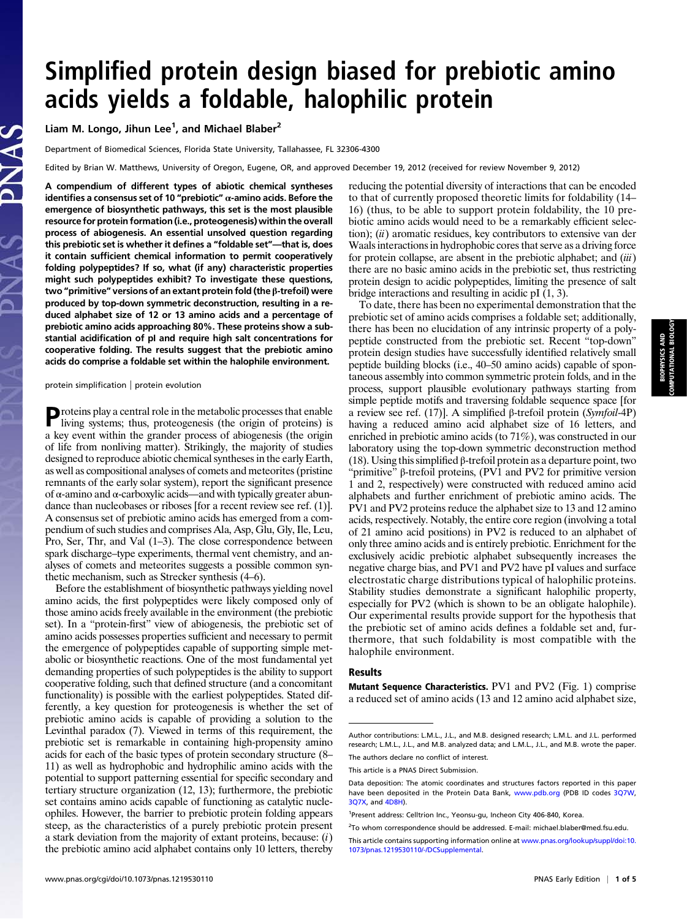# Simplified protein design biased for prebiotic amino acids yields a foldable, halophilic protein

Liam M. Longo, Jihun Lee[1], and Michael Blaber[2]

Department of Biomedical Sciences, Florida State University, Tallahassee, FL 32306-4300

Edited by Brian W. Matthews, University of Oregon, Eugene, OR, and approved December 19, 2012 (received for review November 9, 2012)

**A compendium of different types of abiotic chemical syntheses identifies a consensus set of 10 "prebiotic" α-amino acids. Before the emergence of biosynthetic pathways, this set is the most plausible resource for protein formation (i.e., proteogenesis) within the overall process of abiogenesis. An essential unsolved question regarding this prebiotic set is whether it defines a "foldable set"—that is, does it contain sufficient chemical information to permit cooperatively folding polypeptides? If so, what (if any) characteristic properties might such polypeptides exhibit? To investigate these questions, two "primitive" versions of an extant protein fold (the β-trefoil) were produced by top-down symmetric deconstruction, resulting in a reduced alphabet size of 12 or 13 amino acids and a percentage of prebiotic amino acids approaching 80%. These proteins show a substantial acidification of pI and require high salt concentrations for cooperative folding. The results suggest that the prebiotic amino acids do comprise a foldable set within the halophile environment.**

protein simplification | protein evolution

Proteins play a central role in the metabolic processes that enable living systems; thus, proteogenesis (the origin of proteins) is a key event within the grander process of abiogenesis (the origin of life from nonliving matter). Strikingly, the majority of studies designed to reproduce abiotic chemical syntheses in the early Earth, as well as compositional analyses of comets and meteorites (pristine remnants of the early solar system), report the significant presence of α-amino and α-carboxylic acids—and with typically greater abundance than nucleobases or riboses [for a recent review see ref. (1)]. A consensus set of prebiotic amino acids has emerged from a compendium of such studies and comprises Ala, Asp, Glu, Gly, Ile, Leu, Pro, Ser, Thr, and Val (1–3). The close correspondence between spark discharge–type experiments, thermal vent chemistry, and analyses of comets and meteorites suggests a possible common synthetic mechanism, such as Strecker synthesis (4–6).

Before the establishment of biosynthetic pathways yielding novel amino acids, the first polypeptides were likely composed only of those amino acids freely available in the environment (the prebiotic set). In a "protein-first" view of abiogenesis, the prebiotic set of amino acids possesses properties sufficient and necessary to permit the emergence of polypeptides capable of supporting simple metabolic or biosynthetic reactions. One of the most fundamental yet demanding properties of such polypeptides is the ability to support cooperative folding, such that defined structure (and a concomitant functionality) is possible with the earliest polypeptides. Stated differently, a key question for proteogenesis is whether the set of prebiotic amino acids is capable of providing a solution to the Levinthal paradox (7). Viewed in terms of this requirement, the prebiotic set is remarkable in containing high-propensity amino acids for each of the basic types of protein secondary structure (8–11) as well as hydrophobic and hydrophilic amino acids with the potential to support patterning essential for specific secondary and tertiary structure organization (12, 13); furthermore, the prebiotic set contains amino acids capable of functioning as catalytic nucleophiles. However, the barrier to prebiotic protein folding appears steep, as the characteristics of a purely prebiotic protein present a stark deviation from the majority of extant proteins, because: (*i*) the prebiotic amino acid alphabet contains only 10 letters, thereby reducing the potential diversity of interactions that can be encoded to that of currently proposed theoretic limits for foldability (14–16) (thus, to be able to support protein foldability, the 10 prebiotic amino acids would need to be a remarkably efficient selection); (*ii*) aromatic residues, key contributors to extensive van der Waals interactions in hydrophobic cores that serve as a driving force for protein collapse, are absent in the prebiotic alphabet; and (*iii*) there are no basic amino acids in the prebiotic set, thus restricting protein design to acidic polypeptides, limiting the presence of salt bridge interactions and resulting in acidic pI (1, 3).

To date, there has been no experimental demonstration that the prebiotic set of amino acids comprises a foldable set; additionally, there has been no elucidation of any intrinsic property of a polypeptide constructed from the prebiotic set. Recent "top-down" protein design studies have successfully identified relatively small peptide building blocks (i.e., 40–50 amino acids) capable of spontaneous assembly into common symmetric protein folds, and in the process, support plausible evolutionary pathways starting from simple peptide motifs and traversing foldable sequence space [for a review see ref. (17)]. A simplified β-trefoil protein (*Symfoil*-4P) having a reduced amino acid alphabet size of 16 letters, and enriched in prebiotic amino acids (to 71%), was constructed in our laboratory using the top-down symmetric deconstruction method (18). Using this simplified β-trefoil protein as a departure point, two "primitive" β-trefoil proteins, (PV1 and PV2 for primitive version 1 and 2, respectively) were constructed with reduced amino acid alphabets and further enrichment of prebiotic amino acids. The PV1 and PV2 proteins reduce the alphabet size to 13 and 12 amino acids, respectively. Notably, the entire core region (involving a total of 21 amino acid positions) in PV2 is reduced to an alphabet of only three amino acids and is entirely prebiotic. Enrichment for the exclusively acidic prebiotic alphabet subsequently increases the negative charge bias, and PV1 and PV2 have pI values and surface electrostatic charge distributions typical of halophilic proteins. Stability studies demonstrate a significant halophilic property, especially for PV2 (which is shown to be an obligate halophile). Our experimental results provide support for the hypothesis that the prebiotic set of amino acids defines a foldable set and, furthermore, that such foldability is most compatible with the halophile environment.

## Results

**Mutant Sequence Characteristics.** PV1 and PV2 (Fig. 1) comprise a reduced set of amino acids (13 and 12 amino acid alphabet size,

---

Author contributions: L.M.L., J.L., and M.B. designed research; L.M.L. and J.L. performed research; L.M.L., J.L., and M.B. analyzed data; and L.M.L., J.L., and M.B. wrote the paper.

The authors declare no conflict of interest.

This article is a PNAS Direct Submission.

Data deposition: The atomic coordinates and structures factors reported in this paper have been deposited in the Protein Data Bank, www.pdb.org (PDB ID codes 3Q7W, 3Q7X, and 4D8H).

[1]Present address: Celltrion Inc., Yeonsu-gu, Incheon City 406-840, Korea.

[2]To whom correspondence should be addressed. E-mail: michael.blaber@med.fsu.edu.

This article contains supporting information online at www.pnas.org/lookup/suppl/doi:10.1073/pnas.1219530110/-/DCSupplemental.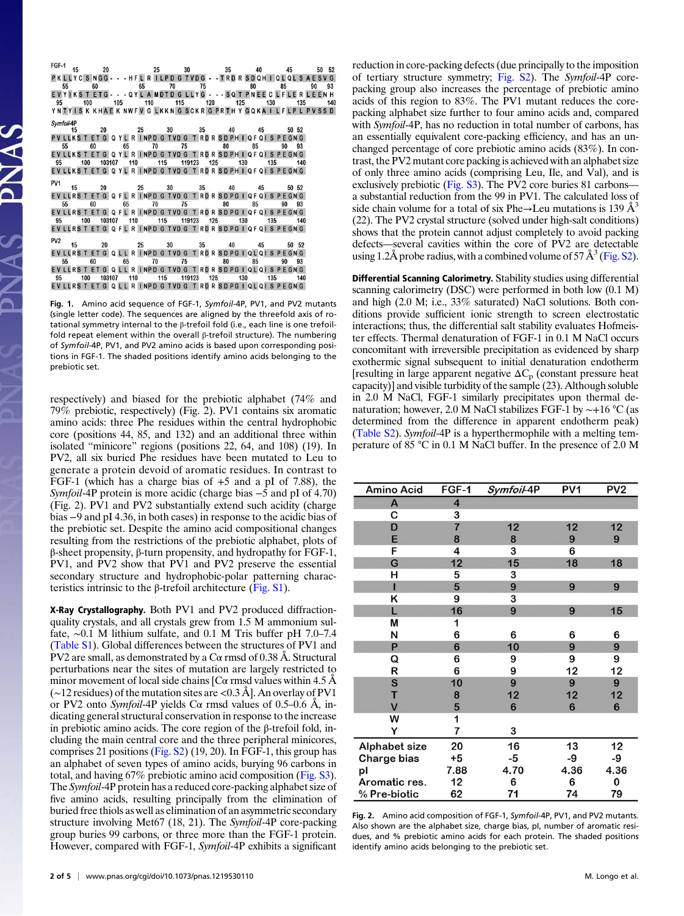**FGF-1**

| | | | |
|---|---|---|---|
| 15 20 25 30 35 40 45 50 52 | P K L L Y C S N G G - - - H F L R I L P D G T V D G - - T R D R S D Q H I Q L Q L S A E S V G | | |
| 55 60 65 70 75 80 85 90 93 | E V Y I K S T E T G - - - Q Y L A M D T D G L L Y G - - - S Q T P N E E C L F L E R L E E N H | | |
| 95 100 105 110 115 120 125 130 135 140 | Y N T Y I S K K H A E K N W F V G L K K N G S C K R G P R T H Y G Q K A I L F L P L P V S S D | | |

***Symfoil*-4P**

| | |
|---|---|
| 15 20 25 30 35 40 45 50 52 | P V L L K S T E T G Q Y L R I N P D G T V D G T R D R S D P H I Q F Q I S P E G N G |
| 55 60 65 70 75 80 85 90 93 | E V L L K S T E T G Q Y L R I N P D G T V D G T R D R S D P H I Q F Q I S P E G N G |
| 95 100 103107 110 115 119123 125 130 135 140 | E V L L K S T E T G Q Y L R I N P D G T V D G T R D R S D P H I Q F Q I S P E G N G |

**PV1**

| | |
|---|---|
| 15 20 25 30 35 40 45 50 52 | E V L L R S T E T G Q F L R I N P D G T V D G T R D R S D P G I Q F Q I S P E G N G |
| 55 60 65 70 75 80 85 90 93 | E V L L R S T E T G Q F L R I N P D G T V D G T R D R S D P G I Q F Q I S P E G N G |
| 95 100 103107 110 115 119123 125 130 135 140 | E V L L R S T E T G Q F L R I N P D G T V D G T R D R S D P G I Q F Q I S P E G N G |

**PV2**

| | |
|---|---|
| 15 20 25 30 35 40 45 50 52 | E V L L R S T E T G Q L L R I N P D G T V D G T R D R S D P G I Q L Q I S P E G N G |
| 55 60 65 70 75 80 85 90 93 | E V L L R S T E T G Q L L R I N P D G T V D G T R D R S D P G I Q L Q I S P E G N G |
| 95 100 103107 110 115 119123 125 130 135 140 | E V L L R S T E T G Q L L R I N P D G T V D G T R D R S D P G I Q L Q I S P E G N G |

Fig. 1. Amino acid sequence of FGF-1, *Symfoil*-4P, PV1, and PV2 mutants (single letter code). The sequences are aligned by the threefold axis of rotational symmetry internal to the β-trefoil fold (i.e., each line is one trefoil-fold repeat element within the overall β-trefoil structure). The numbering of *Symfoil*-4P, PV1, and PV2 amino acids is based upon corresponding positions in FGF-1. The shaded positions identify amino acids belonging to the prebiotic set.

respectively) and biased for the prebiotic alphabet (74% and 79% prebiotic, respectively) (Fig. 2). PV1 contains six aromatic amino acids: three Phe residues within the central hydrophobic core (positions 44, 85, and 132) and an additional three within isolated "minicore" regions (positions 22, 64, and 108) (19). In PV2, all six buried Phe residues have been mutated to Leu to generate a protein devoid of aromatic residues. In contrast to FGF-1 (which has a charge bias of +5 and a pI of 7.88), the *Symfoil*-4P protein is more acidic (charge bias −5 and pI of 4.70) (Fig. 2). PV1 and PV2 substantially extend such acidity (charge bias −9 and pI 4.36, in both cases) in response to the acidic bias of the prebiotic set. Despite the amino acid compositional changes resulting from the restrictions of the prebiotic alphabet, plots of β-sheet propensity, β-turn propensity, and hydropathy for FGF-1, PV1, and PV2 show that PV1 and PV2 preserve the essential secondary structure and hydrophobic-polar patterning characteristics intrinsic to the β-trefoil architecture (Fig. S1).

**X-Ray Crystallography.** Both PV1 and PV2 produced diffraction-quality crystals, and all crystals grew from 1.5 M ammonium sulfate, ~0.1 M lithium sulfate, and 0.1 M Tris buffer pH 7.0–7.4 (Table S1). Global differences between the structures of PV1 and PV2 are small, as demonstrated by a Cα rmsd of 0.38 Å. Structural perturbations near the sites of mutation are largely restricted to minor movement of local side chains [Cα rmsd values within 4.5 Å (~12 residues) of the mutation sites are <0.3 Å]. An overlay of PV1 or PV2 onto *Symfoil*-4P yields Cα rmsd values of 0.5–0.6 Å, indicating general structural conservation in response to the increase in prebiotic amino acids. The core region of the β-trefoil fold, including the main central core and the three peripheral minicores, comprises 21 positions (Fig. S2) (19, 20). In FGF-1, this group has an alphabet of seven types of amino acids, burying 96 carbons in total, and having 67% prebiotic amino acid composition (Fig. S3). The *Symfoil*-4P protein has a reduced core-packing alphabet size of five amino acids, resulting principally from the elimination of buried free thiols as well as elimination of an asymmetric secondary structure involving Met67 (18, 21). The *Symfoil*-4P core-packing group buries 99 carbons, or three more than the FGF-1 protein. However, compared with FGF-1, *Symfoil*-4P exhibits a significant reduction in core-packing defects (due principally to the imposition of tertiary structure symmetry; Fig. S2). The *Symfoil*-4P core-packing group also increases the percentage of prebiotic amino acids of this region to 83%. The PV1 mutant reduces the core-packing alphabet size further to four amino acids and, compared with *Symfoil*-4P, has no reduction in total number of carbons, has an essentially equivalent core-packing efficiency, and has an unchanged percentage of core prebiotic amino acids (83%). In contrast, the PV2 mutant core packing is achieved with an alphabet size of only three amino acids (comprising Leu, Ile, and Val), and is exclusively prebiotic (Fig. S3). The PV2 core buries 81 carbons—a substantial reduction from the 99 in PV1. The calculated loss of side chain volume for a total of six Phe→Leu mutations is 139 $Å^3$ (22). The PV2 crystal structure (solved under high-salt conditions) shows that the protein cannot adjust completely to avoid packing defects—several cavities within the core of PV2 are detectable using 1.2Å probe radius, with a combined volume of 57 $Å^3$ (Fig. S2).

**Differential Scanning Calorimetry.** Stability studies using differential scanning calorimetry (DSC) were performed in both low (0.1 M) and high (2.0 M; i.e., 33% saturated) NaCl solutions. Both conditions provide sufficient ionic strength to screen electrostatic interactions; thus, the differential salt stability evaluates Hofmeister effects. Thermal denaturation of FGF-1 in 0.1 M NaCl occurs concomitant with irreversible precipitation as evidenced by sharp exothermic signal subsequent to initial denaturation endotherm [resulting in large apparent negative $\Delta C_p$ (constant pressure heat capacity)] and visible turbidity of the sample (23). Although soluble in 2.0 M NaCl, FGF-1 similarly precipitates upon thermal denaturation; however, 2.0 M NaCl stabilizes FGF-1 by ~+16 °C (as determined from the difference in apparent endotherm peak) (Table S2). *Symfoil*-4P is a hyperthermophile with a melting temperature of 85 °C in 0.1 M NaCl buffer. In the presence of 2.0 M

| Amino Acid | FGF-1 | *Symfoil*-4P | PV1 | PV2 |
|---|---|---|---|---|
| A | 4 | | | |
| C | 3 | | | |
| D | 7 | 12 | 12 | 12 |
| E | 8 | 8 | 9 | 9 |
| F | 4 | 3 | 6 | |
| G | 12 | 15 | 18 | 18 |
| H | 5 | 3 | | |
| I | 5 | 9 | 9 | 9 |
| K | 9 | 3 | | |
| L | 16 | 9 | 9 | 15 |
| M | 1 | | | |
| N | 6 | 6 | 6 | 6 |
| P | 6 | 10 | 9 | 9 |
| Q | 6 | 9 | 9 | 9 |
| R | 6 | 9 | 12 | 12 |
| S | 10 | 9 | 9 | 9 |
| T | 8 | 12 | 12 | 12 |
| V | 5 | 6 | 6 | 6 |
| W | 1 | | | |
| Y | 7 | 3 | | |
| Alphabet size | 20 | 16 | 13 | 12 |
| Charge bias | +5 | -5 | -9 | -9 |
| pI | 7.88 | 4.70 | 4.36 | 4.36 |
| Aromatic res. | 12 | 6 | 6 | 0 |
| % Pre-biotic | 62 | 71 | 74 | 79 |

Fig. 2. Amino acid composition of FGF-1, *Symfoil*-4P, PV1, and PV2 mutants. Also shown are the alphabet size, charge bias, pI, number of aromatic residues, and % prebiotic amino acids for each protein. The shaded positions identify amino acids belonging to the prebiotic set.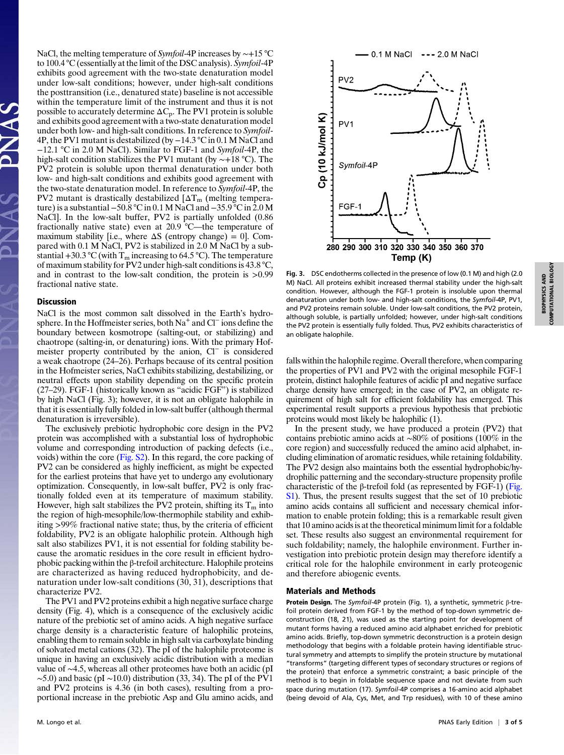NaCl, the melting temperature of *Symfoil*-4P increases by ∼+15 °C to 100.4 °C (essentially at the limit of the DSC analysis). *Symfoil*-4P exhibits good agreement with the two-state denaturation model under low-salt conditions; however, under high-salt conditions the posttransition (i.e., denatured state) baseline is not accessible within the temperature limit of the instrument and thus it is not possible to accurately determine $\Delta C_p$. The PV1 protein is soluble and exhibits good agreement with a two-state denaturation model under both low- and high-salt conditions. In reference to *Symfoil*-4P, the PV1 mutant is destabilized (by −14.3 °C in 0.1 M NaCl and −12.1 °C in 2.0 M NaCl). Similar to FGF-1 and *Symfoil*-4P, the high-salt condition stabilizes the PV1 mutant (by ∼+18 °C). The PV2 protein is soluble upon thermal denaturation under both low- and high-salt conditions and exhibits good agreement with the two-state denaturation model. In reference to *Symfoil*-4P, the PV2 mutant is drastically destabilized [$\Delta T_m$ (melting temperature) is a substantial −50.8 °C in 0.1 M NaCl and −35.9 °C in 2.0 M NaCl]. In the low-salt buffer, PV2 is partially unfolded (0.86 fractionally native state) even at 20.9 °C—the temperature of maximum stability [i.e., where ΔS (entropy change) = 0]. Compared with 0.1 M NaCl, PV2 is stabilized in 2.0 M NaCl by a substantial +30.3 °C (with $T_m$ increasing to 64.5 °C). The temperature of maximum stability for PV2 under high-salt conditions is 43.8 °C, and in contrast to the low-salt condition, the protein is >0.99 fractional native state.

Fig. 3. DSC endotherms collected in the presence of low (0.1 M) and high (2.0 M) NaCl. All proteins exhibit increased thermal stability under the high-salt condition. However, although the FGF-1 protein is insoluble upon thermal denaturation under both low- and high-salt conditions, the *Symfoil*-4P, PV1, and PV2 proteins remain soluble. Under low-salt conditions, the PV2 protein, although soluble, is partially unfolded; however, under high-salt conditions the PV2 protein is essentially fully folded. Thus, PV2 exhibits characteristics of an obligate halophile.

## Discussion

NaCl is the most common salt dissolved in the Earth's hydrosphere. In the Hoffmeister series, both $Na^+$ and $Cl^-$ ions define the boundary between kosmotrope (salting-out, or stabilizing) and chaotrope (salting-in, or denaturing) ions. With the primary Hofmeister property contributed by the anion, $Cl^-$ is considered a weak chaotrope (24–26). Perhaps because of its central position in the Hofmeister series, NaCl exhibits stabilizing, destabilizing, or neutral effects upon stability depending on the specific protein (27–29). FGF-1 (historically known as "acidic FGF") is stabilized by high NaCl (Fig. 3); however, it is not an obligate halophile in that it is essentially fully folded in low-salt buffer (although thermal denaturation is irreversible).

The exclusively prebiotic hydrophobic core design in the PV2 protein was accomplished with a substantial loss of hydrophobic volume and corresponding introduction of packing defects (i.e., voids) within the core (Fig. S2). In this regard, the core packing of PV2 can be considered as highly inefficient, as might be expected for the earliest proteins that have yet to undergo any evolutionary optimization. Consequently, in low-salt buffer, PV2 is only fractionally folded even at its temperature of maximum stability. However, high salt stabilizes the PV2 protein, shifting its $T_m$ into the region of high-mesophile/low-thermophile stability and exhibiting >99% fractional native state; thus, by the criteria of efficient foldability, PV2 is an obligate halophilic protein. Although high salt also stabilizes PV1, it is not essential for folding stability because the aromatic residues in the core result in efficient hydrophobic packing within the β-trefoil architecture. Halophile proteins are characterized as having reduced hydrophobicity, and denaturation under low-salt conditions (30, 31), descriptions that characterize PV2.

The PV1 and PV2 proteins exhibit a high negative surface charge density (Fig. 4), which is a consequence of the exclusively acidic nature of the prebiotic set of amino acids. A high negative surface charge density is a characteristic feature of halophilic proteins, enabling them to remain soluble in high salt via carboxylate binding of solvated metal cations (32). The pI of the halophile proteome is unique in having an exclusively acidic distribution with a median value of ∼4.5, whereas all other proteomes have both an acidic (pI ∼5.0) and basic (pI ∼10.0) distribution (33, 34). The pI of the PV1 and PV2 proteins is 4.36 (in both cases), resulting from a proportional increase in the prebiotic Asp and Glu amino acids, and falls within the halophile regime. Overall therefore, when comparing the properties of PV1 and PV2 with the original mesophile FGF-1 protein, distinct halophile features of acidic pI and negative surface charge density have emerged; in the case of PV2, an obligate requirement of high salt for efficient foldability has emerged. This experimental result supports a previous hypothesis that prebiotic proteins would most likely be halophilic (1).

In the present study, we have produced a protein (PV2) that contains prebiotic amino acids at ∼80% of positions (100% in the core region) and successfully reduced the amino acid alphabet, including elimination of aromatic residues, while retaining foldability. The PV2 design also maintains both the essential hydrophobic/hydrophilic patterning and the secondary-structure propensity profile characteristic of the β-trefoil fold (as represented by FGF-1) (Fig. S1). Thus, the present results suggest that the set of 10 prebiotic amino acids contains all sufficient and necessary chemical information to enable protein folding; this is a remarkable result given that 10 amino acids is at the theoretical minimum limit for a foldable set. These results also suggest an environmental requirement for such foldability; namely, the halophile environment. Further investigation into prebiotic protein design may therefore identify a critical role for the halophile environment in early proteogenic and therefore abiogenic events.

## Materials and Methods

**Protein Design.** The *Symfoil*-4P protein (Fig. 1), a synthetic, symmetric β-trefoil protein derived from FGF-1 by the method of top-down symmetric deconstruction (18, 21), was used as the starting point for development of mutant forms having a reduced amino acid alphabet enriched for prebiotic amino acids. Briefly, top-down symmetric deconstruction is a protein design methodology that begins with a foldable protein having identifiable structural symmetry and attempts to simplify the protein structure by mutational "transforms" (targeting different types of secondary structures or regions of the protein) that enforce a symmetric constraint; a basic principle of the method is to begin in foldable sequence space and not deviate from such space during mutation (17). *Symfoil*-4P comprises a 16-amino acid alphabet (being devoid of Ala, Cys, Met, and Trp residues), with 10 of these amino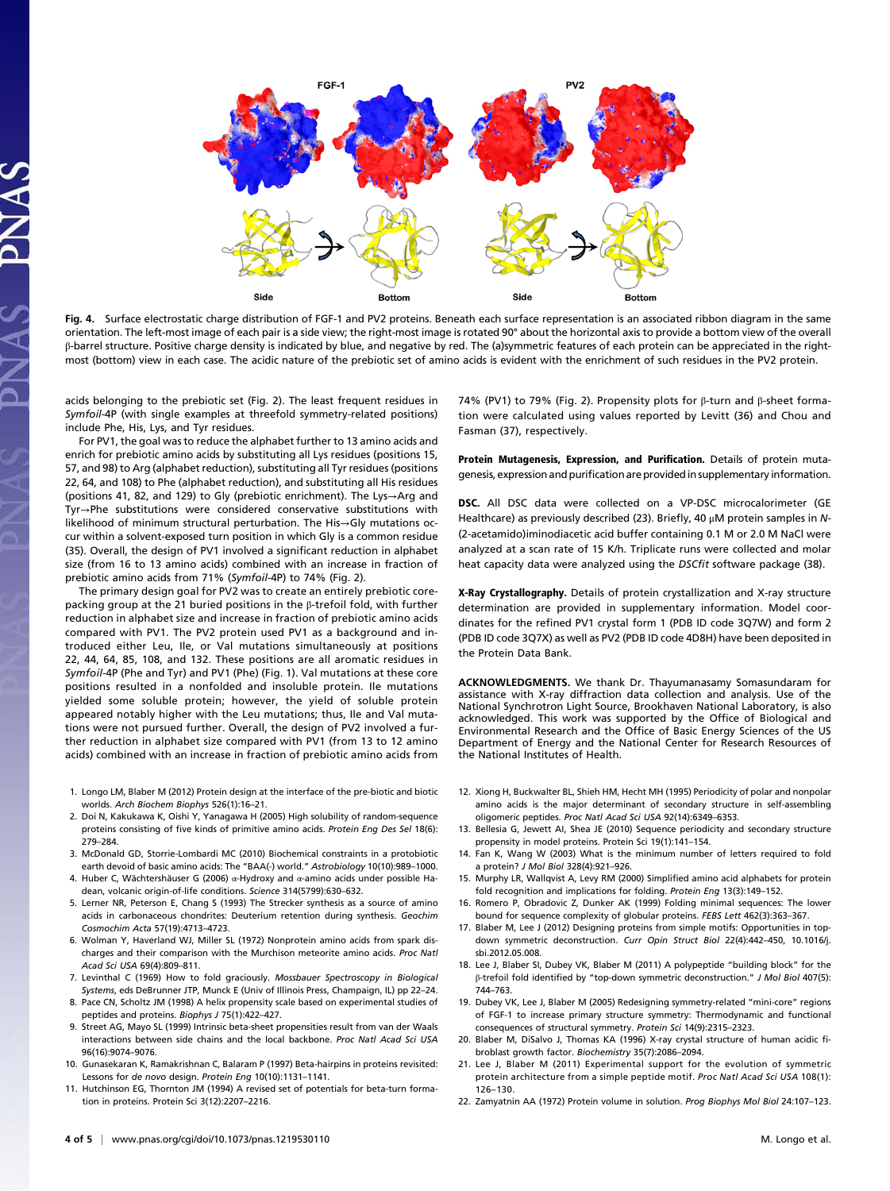**Fig. 4.** Surface electrostatic charge distribution of FGF-1 and PV2 proteins. Beneath each surface representation is an associated ribbon diagram in the same orientation. The left-most image of each pair is a side view; the right-most image is rotated 90° about the horizontal axis to provide a bottom view of the overall β-barrel structure. Positive charge density is indicated by blue, and negative by red. The (a)symmetric features of each protein can be appreciated in the right-most (bottom) view in each case. The acidic nature of the prebiotic set of amino acids is evident with the enrichment of such residues in the PV2 protein.

acids belonging to the prebiotic set (Fig. 2). The least frequent residues in *Symfoil*-4P (with single examples at threefold symmetry-related positions) include Phe, His, Lys, and Tyr residues.

For PV1, the goal was to reduce the alphabet further to 13 amino acids and enrich for prebiotic amino acids by substituting all Lys residues (positions 15, 57, and 98) to Arg (alphabet reduction), substituting all Tyr residues (positions 22, 64, and 108) to Phe (alphabet reduction), and substituting all His residues (positions 41, 82, and 129) to Gly (prebiotic enrichment). The Lys→Arg and Tyr→Phe substitutions were considered conservative substitutions with likelihood of minimum structural perturbation. The His→Gly mutations occur within a solvent-exposed turn position in which Gly is a common residue (35). Overall, the design of PV1 involved a significant reduction in alphabet size (from 16 to 13 amino acids) combined with an increase in fraction of prebiotic amino acids from 71% (*Symfoil*-4P) to 74% (Fig. 2).

The primary design goal for PV2 was to create an entirely prebiotic core-packing group at the 21 buried positions in the β-trefoil fold, with further reduction in alphabet size and increase in fraction of prebiotic amino acids compared with PV1. The PV2 protein used PV1 as a background and introduced either Leu, Ile, or Val mutations simultaneously at positions 22, 44, 64, 85, 108, and 132. These positions are all aromatic residues in *Symfoil*-4P (Phe and Tyr) and PV1 (Phe) (Fig. 1). Val mutations at these core positions resulted in a nonfolded and insoluble protein. Ile mutations yielded some soluble protein; however, the yield of soluble protein appeared notably higher with the Leu mutations; thus, Ile and Val mutations were not pursued further. Overall, the design of PV2 involved a further reduction in alphabet size compared with PV1 (from 13 to 12 amino acids) combined with an increase in fraction of prebiotic amino acids from 74% (PV1) to 79% (Fig. 2). Propensity plots for β-turn and β-sheet formation were calculated using values reported by Levitt (36) and Chou and Fasman (37), respectively.

**Protein Mutagenesis, Expression, and Purification.** Details of protein mutagenesis, expression and purification are provided in supplementary information.

**DSC.** All DSC data were collected on a VP-DSC microcalorimeter (GE Healthcare) as previously described (23). Briefly, 40 μM protein samples in *N*-(2-acetamido)iminodiacetic acid buffer containing 0.1 M or 2.0 M NaCl were analyzed at a scan rate of 15 K/h. Triplicate runs were collected and molar heat capacity data were analyzed using the *DSCfit* software package (38).

**X-Ray Crystallography.** Details of protein crystallization and X-ray structure determination are provided in supplementary information. Model coordinates for the refined PV1 crystal form 1 (PDB ID code 3Q7W) and form 2 (PDB ID code 3Q7X) as well as PV2 (PDB ID code 4D8H) have been deposited in the Protein Data Bank.

**ACKNOWLEDGMENTS.** We thank Dr. Thayumanasamy Somasundaram for assistance with X-ray diffraction data collection and analysis. Use of the National Synchrotron Light Source, Brookhaven National Laboratory, is also acknowledged. This work was supported by the Office of Biological and Environmental Research and the Office of Basic Energy Sciences of the US Department of Energy and the National Center for Research Resources of the National Institutes of Health.

1. Longo LM, Blaber M (2012) Protein design at the interface of the pre-biotic and biotic worlds. *Arch Biochem Biophys* 526(1):16–21.
2. Doi N, Kakukawa K, Oishi Y, Yanagawa H (2005) High solubility of random-sequence proteins consisting of five kinds of primitive amino acids. *Protein Eng Des Sel* 18(6): 279–284.
3. McDonald GD, Storrie-Lombardi MC (2010) Biochemical constraints in a protobiotic earth devoid of basic amino acids: The "BAA(-) world." *Astrobiology* 10(10):989–1000.
4. Huber C, Wächtershäuser G (2006) α-Hydroxy and α-amino acids under possible Hadean, volcanic origin-of-life conditions. *Science* 314(5799):630–632.
5. Lerner NR, Peterson E, Chang S (1993) The Strecker synthesis as a source of amino acids in carbonaceous chondrites: Deuterium retention during synthesis. *Geochim Cosmochim Acta* 57(19):4713–4723.
6. Wolman Y, Haverland WJ, Miller SL (1972) Nonprotein amino acids from spark discharges and their comparison with the Murchison meteorite amino acids. *Proc Natl Acad Sci USA* 69(4):809–811.
7. Levinthal C (1969) How to fold graciously. *Mossbauer Spectroscopy in Biological Systems*, eds DeBrunner JTP, Munck E (Univ of Illinois Press, Champaign, IL) pp 22–24.
8. Pace CN, Scholtz JM (1998) A helix propensity scale based on experimental studies of peptides and proteins. *Biophys J* 75(1):422–427.
9. Street AG, Mayo SL (1999) Intrinsic beta-sheet propensities result from van der Waals interactions between side chains and the local backbone. *Proc Natl Acad Sci USA* 96(16):9074–9076.
10. Gunasekaran K, Ramakrishnan C, Balaram P (1997) Beta-hairpins in proteins revisited: Lessons for *de novo* design. *Protein Eng* 10(10):1131–1141.
11. Hutchinson EG, Thornton JM (1994) A revised set of potentials for beta-turn formation in proteins. Protein Sci 3(12):2207–2216.
12. Xiong H, Buckwalter BL, Shieh HM, Hecht MH (1995) Periodicity of polar and nonpolar amino acids is the major determinant of secondary structure in self-assembling oligomeric peptides. *Proc Natl Acad Sci USA* 92(14):6349–6353.
13. Bellesia G, Jewett AI, Shea JE (2010) Sequence periodicity and secondary structure propensity in model proteins. Protein Sci 19(1):141–154.
14. Fan K, Wang W (2003) What is the minimum number of letters required to fold a protein? *J Mol Biol* 328(4):921–926.
15. Murphy LR, Wallqvist A, Levy RM (2000) Simplified amino acid alphabets for protein fold recognition and implications for folding. *Protein Eng* 13(3):149–152.
16. Romero P, Obradovic Z, Dunker AK (1999) Folding minimal sequences: The lower bound for sequence complexity of globular proteins. *FEBS Lett* 462(3):363–367.
17. Blaber M, Lee J (2012) Designing proteins from simple motifs: Opportunities in top-down symmetric deconstruction. *Curr Opin Struct Biol* 22(4):442–450, 10.1016/j.sbi.2012.05.008.
18. Lee J, Blaber SI, Dubey VK, Blaber M (2011) A polypeptide "building block" for the β-trefoil fold identified by "top-down symmetric deconstruction." *J Mol Biol* 407(5): 744–763.
19. Dubey VK, Lee J, Blaber M (2005) Redesigning symmetry-related "mini-core" regions of FGF-1 to increase primary structure symmetry: Thermodynamic and functional consequences of structural symmetry. *Protein Sci* 14(9):2315–2323.
20. Blaber M, DiSalvo J, Thomas KA (1996) X-ray crystal structure of human acidic fibroblast growth factor. *Biochemistry* 35(7):2086–2094.
21. Lee J, Blaber M (2011) Experimental support for the evolution of symmetric protein architecture from a simple peptide motif. *Proc Natl Acad Sci USA* 108(1): 126–130.
22. Zamyatnin AA (1972) Protein volume in solution. *Prog Biophys Mol Biol* 24:107–123.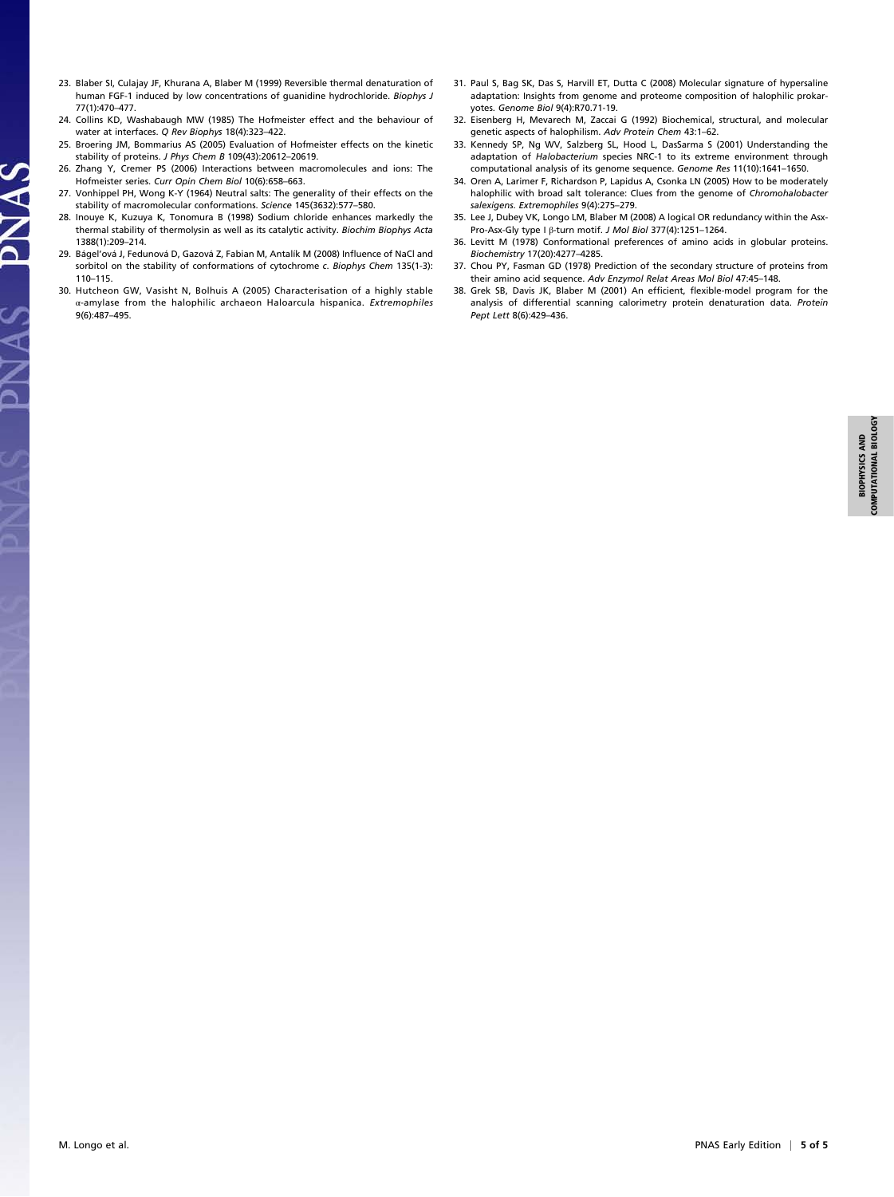23. Blaber SI, Culajay JF, Khurana A, Blaber M (1999) Reversible thermal denaturation of human FGF-1 induced by low concentrations of guanidine hydrochloride. *Biophys J* 77(1):470–477.
24. Collins KD, Washabaugh MW (1985) The Hofmeister effect and the behaviour of water at interfaces. *Q Rev Biophys* 18(4):323–422.
25. Broering JM, Bommarius AS (2005) Evaluation of Hofmeister effects on the kinetic stability of proteins. *J Phys Chem B* 109(43):20612–20619.
26. Zhang Y, Cremer PS (2006) Interactions between macromolecules and ions: The Hofmeister series. *Curr Opin Chem Biol* 10(6):658–663.
27. Vonhippel PH, Wong K-Y (1964) Neutral salts: The generality of their effects on the stability of macromolecular conformations. *Science* 145(3632):577–580.
28. Inouye K, Kuzuya K, Tonomura B (1998) Sodium chloride enhances markedly the thermal stability of thermolysin as well as its catalytic activity. *Biochim Biophys Acta* 1388(1):209–214.
29. Bágel'ová J, Fedunová D, Gazová Z, Fabian M, Antalík M (2008) Influence of NaCl and sorbitol on the stability of conformations of cytochrome *c*. *Biophys Chem* 135(1-3): 110–115.
30. Hutcheon GW, Vasisht N, Bolhuis A (2005) Characterisation of a highly stable α-amylase from the halophilic archaeon Haloarcula hispanica. *Extremophiles* 9(6):487–495.
31. Paul S, Bag SK, Das S, Harvill ET, Dutta C (2008) Molecular signature of hypersaline adaptation: Insights from genome and proteome composition of halophilic prokaryotes. *Genome Biol* 9(4):R70.71-19.
32. Eisenberg H, Mevarech M, Zaccai G (1992) Biochemical, structural, and molecular genetic aspects of halophilism. *Adv Protein Chem* 43:1–62.
33. Kennedy SP, Ng WV, Salzberg SL, Hood L, DasSarma S (2001) Understanding the adaptation of *Halobacterium* species NRC-1 to its extreme environment through computational analysis of its genome sequence. *Genome Res* 11(10):1641–1650.
34. Oren A, Larimer F, Richardson P, Lapidus A, Csonka LN (2005) How to be moderately halophilic with broad salt tolerance: Clues from the genome of *Chromohalobacter salexigens*. *Extremophiles* 9(4):275–279.
35. Lee J, Dubey VK, Longo LM, Blaber M (2008) A logical OR redundancy within the Asx-Pro-Asx-Gly type I β-turn motif. *J Mol Biol* 377(4):1251–1264.
36. Levitt M (1978) Conformational preferences of amino acids in globular proteins. *Biochemistry* 17(20):4277–4285.
37. Chou PY, Fasman GD (1978) Prediction of the secondary structure of proteins from their amino acid sequence. *Adv Enzymol Relat Areas Mol Biol* 47:45–148.
38. Grek SB, Davis JK, Blaber M (2001) An efficient, flexible-model program for the analysis of differential scanning calorimetry protein denaturation data. *Protein Pept Lett* 8(6):429–436.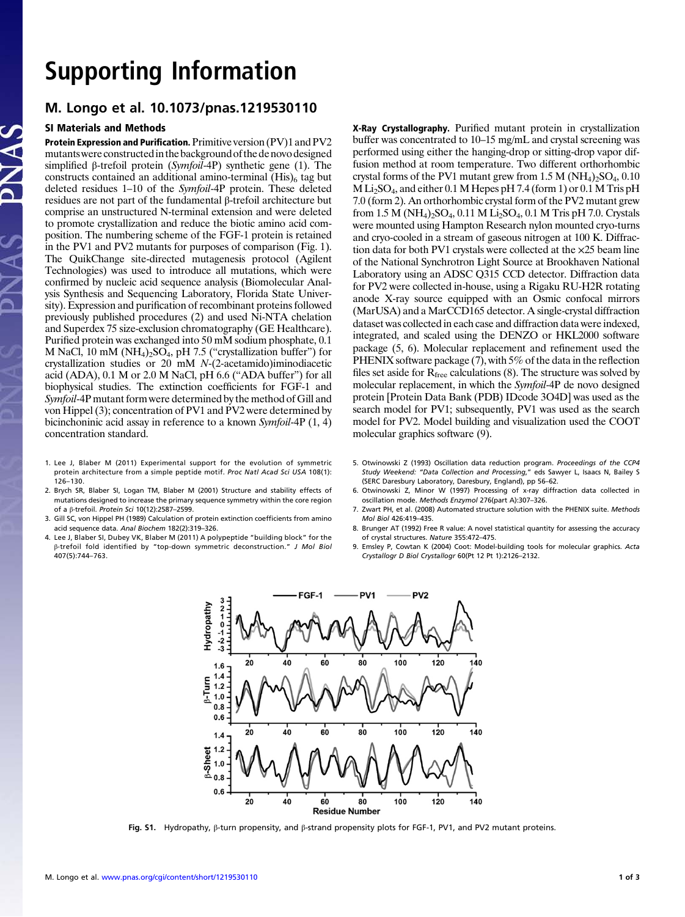# Supporting Information

## M. Longo et al. 10.1073/pnas.1219530110

### SI Materials and Methods

**Protein Expression and Purification.** Primitive version (PV)1 and PV2 mutants were constructed in the background of the de novo designed simplified β-trefoil protein (*Symfoil*-4P) synthetic gene (1). The constructs contained an additional amino-terminal $(His)_6$ tag but deleted residues 1–10 of the *Symfoil*-4P protein. These deleted residues are not part of the fundamental β-trefoil architecture but comprise an unstructured N-terminal extension and were deleted to promote crystallization and reduce the biotic amino acid composition. The numbering scheme of the FGF-1 protein is retained in the PV1 and PV2 mutants for purposes of comparison (Fig. 1). The QuikChange site-directed mutagenesis protocol (Agilent Technologies) was used to introduce all mutations, which were confirmed by nucleic acid sequence analysis (Biomolecular Analysis Synthesis and Sequencing Laboratory, Florida State University). Expression and purification of recombinant proteins followed previously published procedures (2) and used Ni-NTA chelation and Superdex 75 size-exclusion chromatography (GE Healthcare). Purified protein was exchanged into 50 mM sodium phosphate, 0.1 M NaCl, 10 mM $(NH_4)_2SO_4$, pH 7.5 ("crystallization buffer") for crystallization studies or 20 mM *N*-(2-acetamido)iminodiacetic acid (ADA), 0.1 M or 2.0 M NaCl, pH 6.6 ("ADA buffer") for all biophysical studies. The extinction coefficients for FGF-1 and *Symfoil*-4P mutant form were determined by the method of Gill and von Hippel (3); concentration of PV1 and PV2 were determined by bicinchoninic acid assay in reference to a known *Symfoil*-4P (1, 4) concentration standard.

**X-Ray Crystallography.** Purified mutant protein in crystallization buffer was concentrated to 10–15 mg/mL and crystal screening was performed using either the hanging-drop or sitting-drop vapor diffusion method at room temperature. Two different orthorhombic crystal forms of the PV1 mutant grew from 1.5 M $(NH_4)_2SO_4$, 0.10 M $Li_2SO_4$, and either 0.1 M Hepes pH 7.4 (form 1) or 0.1 M Tris pH 7.0 (form 2). An orthorhombic crystal form of the PV2 mutant grew from 1.5 M $(NH_4)_2SO_4$, 0.11 M $Li_2SO_4$, 0.1 M Tris pH 7.0. Crystals were mounted using Hampton Research nylon mounted cryo-turns and cryo-cooled in a stream of gaseous nitrogen at 100 K. Diffraction data for both PV1 crystals were collected at the ×25 beam line of the National Synchrotron Light Source at Brookhaven National Laboratory using an ADSC Q315 CCD detector. Diffraction data for PV2 were collected in-house, using a Rigaku RU-H2R rotating anode X-ray source equipped with an Osmic confocal mirrors (MarUSA) and a MarCCD165 detector. A single-crystal diffraction dataset was collected in each case and diffraction data were indexed, integrated, and scaled using the DENZO or HKL2000 software package (5, 6). Molecular replacement and refinement used the PHENIX software package (7), with 5% of the data in the reflection files set aside for $R_{free}$ calculations (8). The structure was solved by molecular replacement, in which the *Symfoil*-4P de novo designed protein [Protein Data Bank (PDB) IDcode 3O4D] was used as the search model for PV1; subsequently, PV1 was used as the search model for PV2. Model building and visualization used the COOT molecular graphics software (9).

1. Lee J, Blaber M (2011) Experimental support for the evolution of symmetric protein architecture from a simple peptide motif. *Proc Natl Acad Sci USA* 108(1): 126–130.
2. Brych SR, Blaber SI, Logan TM, Blaber M (2001) Structure and stability effects of mutations designed to increase the primary sequence symmetry within the core region of a β-trefoil. *Protein Sci* 10(12):2587–2599.
3. Gill SC, von Hippel PH (1989) Calculation of protein extinction coefficients from amino acid sequence data. *Anal Biochem* 182(2):319–326.
4. Lee J, Blaber SI, Dubey VK, Blaber M (2011) A polypeptide "building block" for the β-trefoil fold identified by "top-down symmetric deconstruction." *J Mol Biol* 407(5):744–763.
5. Otwinowski Z (1993) Oscillation data reduction program. *Proceedings of the CCP4 Study Weekend: "Data Collection and Processing,"* eds Sawyer L, Isaacs N, Bailey S (SERC Daresbury Laboratory, Daresbury, England), pp 56–62.
6. Otwinowski Z, Minor W (1997) Processing of x-ray diffraction data collected in oscillation mode. *Methods Enzymol* 276(part A):307–326.
7. Zwart PH, et al. (2008) Automated structure solution with the PHENIX suite. *Methods Mol Biol* 426:419–435.
8. Brunger AT (1992) Free R value: A novel statistical quantity for assessing the accuracy of crystal structures. *Nature* 355:472–475.
9. Emsley P, Cowtan K (2004) Coot: Model-building tools for molecular graphics. *Acta Crystallogr D Biol Crystallogr* 60(Pt 12 Pt 1):2126–2132.

**Fig. S1.** Hydropathy, β-turn propensity, and β-strand propensity plots for FGF-1, PV1, and PV2 mutant proteins.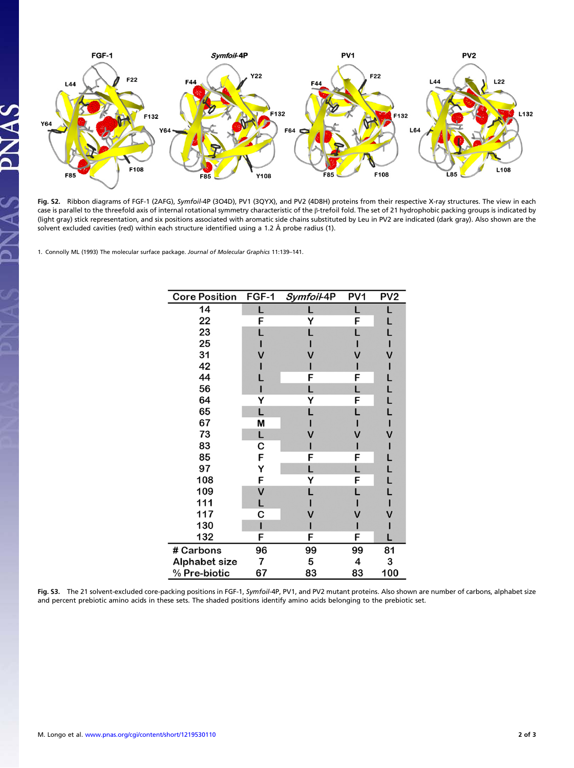**Fig. S2.** Ribbon diagrams of FGF-1 (2AFG), *Symfoil*-4P (3O4D), PV1 (3QYX), and PV2 (4D8H) proteins from their respective X-ray structures. The view in each case is parallel to the threefold axis of internal rotational symmetry characteristic of the β-trefoil fold. The set of 21 hydrophobic packing groups is indicated by (light gray) stick representation, and six positions associated with aromatic side chains substituted by Leu in PV2 are indicated (dark gray). Also shown are the solvent excluded cavities (red) within each structure identified using a 1.2 Å probe radius (1).

1. Connolly ML (1993) The molecular surface package. *Journal of Molecular Graphics* 11:139–141.

| Core Position | FGF-1 | *Symfoil*-4P | PV1 | PV2 |
|---|---|---|---|---|
| 14 | L | L | L | L |
| 22 | F | Y | F | L |
| 23 | L | L | L | L |
| 25 | I | I | I | I |
| 31 | V | V | V | V |
| 42 | I | I | I | I |
| 44 | L | F | F | L |
| 56 | I | L | L | L |
| 64 | Y | Y | F | L |
| 65 | L | L | L | L |
| 67 | M | I | I | I |
| 73 | L | V | V | V |
| 83 | C | I | I | I |
| 85 | F | F | F | L |
| 97 | Y | L | L | L |
| 108 | F | Y | F | L |
| 109 | V | L | L | L |
| 111 | L | I | I | I |
| 117 | C | V | V | V |
| 130 | I | I | I | I |
| 132 | F | F | F | L |
| # Carbons | 96 | 99 | 99 | 81 |
| Alphabet size | 7 | 5 | 4 | 3 |
| % Pre-biotic | 67 | 83 | 83 | 100 |

**Fig. S3.** The 21 solvent-excluded core-packing positions in FGF-1, *Symfoil*-4P, PV1, and PV2 mutant proteins. Also shown are number of carbons, alphabet size and percent prebiotic amino acids in these sets. The shaded positions identify amino acids belonging to the prebiotic set.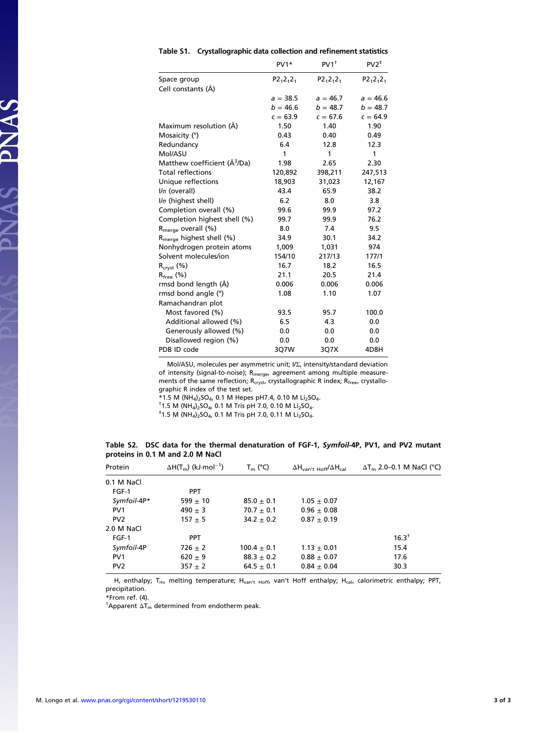**Table S1. Crystallographic data collection and refinement statistics**

| | PV1* | PV1† | PV2‡ |
|---|---|---|---|
| Space group | $P2_12_12_1$ | $P2_12_12_1$ | $P2_12_12_1$ |
| Cell constants (Å) | | | |
| | $a$ = 38.5 | $a$ = 46.7 | $a$ = 46.6 |
| | $b$ = 46.6 | $b$ = 48.7 | $b$ = 48.7 |
| | $c$ = 63.9 | $c$ = 67.6 | $c$ = 64.9 |
| Maximum resolution (Å) | 1.50 | 1.40 | 1.90 |
| Mosaicity (°) | 0.43 | 0.40 | 0.49 |
| Redundancy | 6.4 | 12.8 | 12.3 |
| Mol/ASU | 1 | 1 | 1 |
| Matthew coefficient ($Å^3$/Da) | 1.98 | 2.65 | 2.30 |
| Total reflections | 120,892 | 398,211 | 247,513 |
| Unique reflections | 18,903 | 31,023 | 12,167 |
| I/σ (overall) | 43.4 | 65.9 | 38.2 |
| I/σ (highest shell) | 6.2 | 8.0 | 3.8 |
| Completion overall (%) | 99.6 | 99.9 | 97.2 |
| Completion highest shell (%) | 99.7 | 99.9 | 76.2 |
| $R_{merge}$ overall (%) | 8.0 | 7.4 | 9.5 |
| $R_{merge}$ highest shell (%) | 34.9 | 30.1 | 34.2 |
| Nonhydrogen protein atoms | 1,009 | 1,031 | 974 |
| Solvent molecules/ion | 154/10 | 217/13 | 177/1 |
| $R_{cryst}$ (%) | 16.7 | 18.2 | 16.5 |
| $R_{free}$ (%) | 21.1 | 20.5 | 21.4 |
| rmsd bond length (Å) | 0.006 | 0.006 | 0.006 |
| rmsd bond angle (°) | 1.08 | 1.10 | 1.07 |
| Ramachandran plot | | | |
| Most favored (%) | 93.5 | 95.7 | 100.0 |
| Additional allowed (%) | 6.5 | 4.3 | 0.0 |
| Generously allowed (%) | 0.0 | 0.0 | 0.0 |
| Disallowed region (%) | 0.0 | 0.0 | 0.0 |
| PDB ID code | 3Q7W | 3Q7X | 4D8H |

Mol/ASU, molecules per asymmetric unit; I/Σ, intensity/standard deviation of intensity (signal-to-noise); $R_{merge}$, agreement among multiple measurements of the same reflection; $R_{cryst}$, crystallographic R index; $R_{free}$, crystallographic R index of the test set.

*1.5 M $(NH_4)_2SO_4$, 0.1 M Hepes pH7.4, 0.10 M $Li_2SO_4$.

†1.5 M $(NH_4)_2SO_4$, 0.1 M Tris pH 7.0, 0.10 M $Li_2SO_4$.

‡1.5 M $(NH_4)_2SO_4$, 0.1 M Tris pH 7.0, 0.11 M $Li_2SO_4$.

**Table S2. DSC data for the thermal denaturation of FGF-1, *Symfoil*-4P, PV1, and PV2 mutant proteins in 0.1 M and 2.0 M NaCl**

| Protein | $\Delta H(T_m)$ (kJ·mol$^{-1}$) | $T_m$ (°C) | $\Delta H_{van't\ Hoff}/\Delta H_{cal}$ | $\Delta T_m$ 2.0–0.1 M NaCl (°C) |
|---|---|---|---|---|
| 0.1 M NaCl | | | | |
| FGF-1 | PPT | | | |
| *Symfoil*-4P* | 599 ± 10 | 85.0 ± 0.1 | 1.05 ± 0.07 | |
| PV1 | 490 ± 3 | 70.7 ± 0.1 | 0.96 ± 0.08 | |
| PV2 | 157 ± 5 | 34.2 ± 0.2 | 0.87 ± 0.19 | |
| 2.0 M NaCl | | | | |
| FGF-1 | PPT | | | 16.3† |
| *Symfoil*-4P | 726 ± 2 | 100.4 ± 0.1 | 1.13 ± 0.01 | 15.4 |
| PV1 | 620 ± 9 | 88.3 ± 0.2 | 0.88 ± 0.07 | 17.6 |
| PV2 | 357 ± 2 | 64.5 ± 0.1 | 0.84 ± 0.04 | 30.3 |

H, enthalpy; $T_m$, melting temperature; $H_{van't\ Hoff}$, van't Hoff enthalpy; $H_{cal}$, calorimetric enthalpy; PPT, precipitation.

*From ref. (4).

†Apparent $\Delta T_m$ determined from endotherm peak.